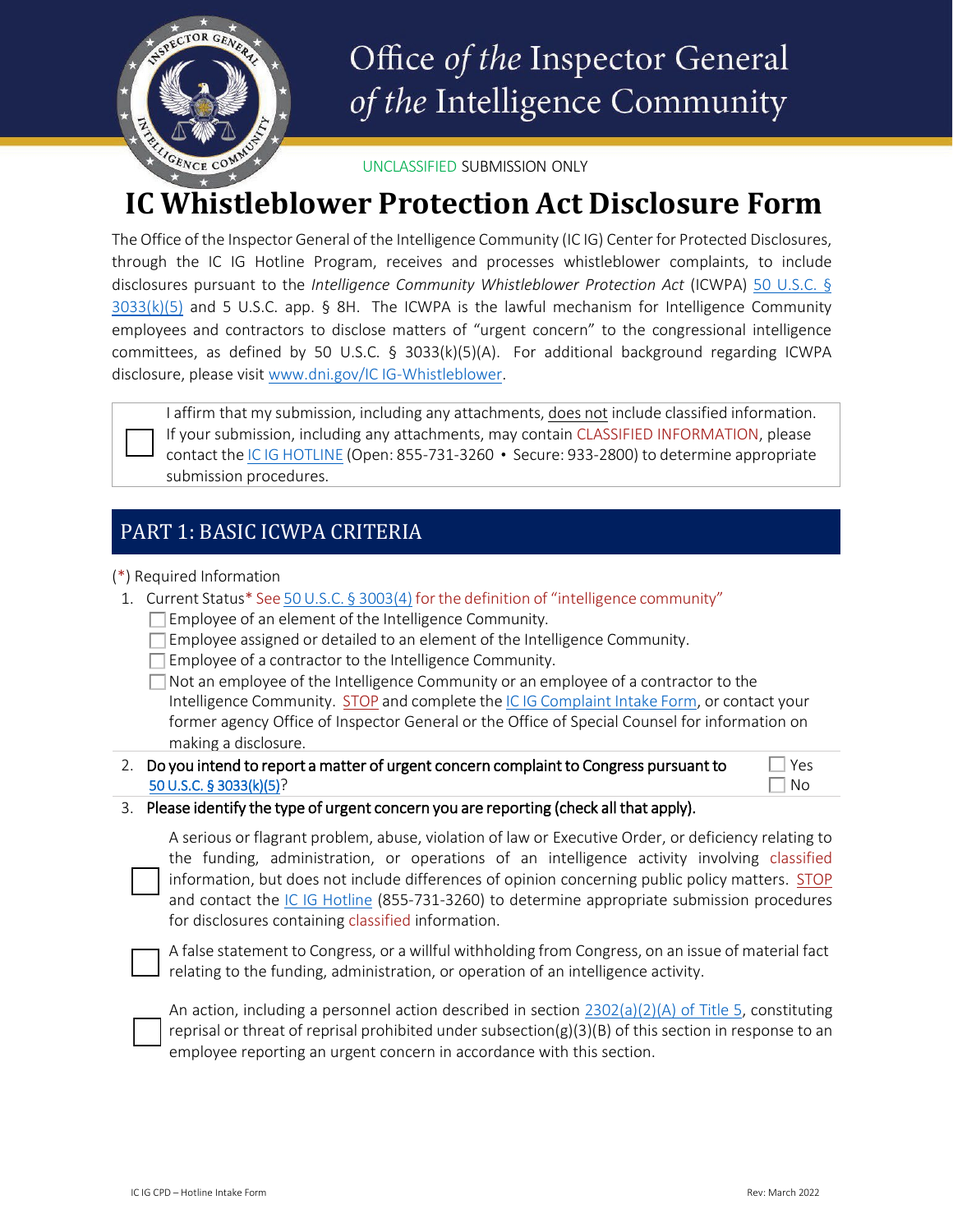# Office of the Inspector General of the Intelligence Community

UNCLASSIFIED SUBMISSION ONLY

# IC Whistleblower Protection Act Disclosure Form

The Office of the Inspector General of the Intelligence Community (IC IG) Center for Protected Disclosures, through the IC IG Hotline Program, receives and processes whistleblower complaints, to include disclosures pursuant to the *Intelligence Community Whistleblower Protection Act* (ICWPA) 50 U.S.C. § 3033(k)(5) and 5 U.S.C. app. § 8H. The ICWPA is the lawful mechanism for Intelligence Community employees and contractors to disclose matters of "urgent concern" to the congressional intelligence committees, as defined by 50 U.S.C. § 3033(k)(5)(A). For additional background regarding ICWPA disclosure, please visit www.dni.gov/IC IG-Whistleblower.

☐ I affirm that my submission, including any attachments, does not include classified information. If your submission, including any attachments, may contain CLASSIFIED INFORMATION, please contact the IC IG HOTLINE (Open: 855-731-3260 • Secure: 933-2800) to determine appropriate submission procedures.

## PART 1: BASIC ICWPA CRITERIA

(*) Required Information

1. Current Status* See 50 U.S.C. § 3003(4) for the definition of "intelligence community"
   - ☐ Employee of an element of the Intelligence Community.
   - ☐ Employee assigned or detailed to an element of the Intelligence Community.
   - ☐ Employee of a contractor to the Intelligence Community.
   - ☐ Not an employee of the Intelligence Community or an employee of a contractor to the Intelligence Community. STOP and complete the IC IG Complaint Intake Form, or contact your former agency Office of Inspector General or the Office of Special Counsel for information on making a disclosure.

2. **Do you intend to report a matter of urgent concern complaint to Congress pursuant to 50 U.S.C. § 3033(k)(5)?** ☐ Yes ☐ No

3. **Please identify the type of urgent concern you are reporting (check all that apply).**

   ☐ A serious or flagrant problem, abuse, violation of law or Executive Order, or deficiency relating to the funding, administration, or operations of an intelligence activity involving classified information, but does not include differences of opinion concerning public policy matters. STOP and contact the IC IG Hotline (855-731-3260) to determine appropriate submission procedures for disclosures containing classified information.

   ☐ A false statement to Congress, or a willful withholding from Congress, on an issue of material fact relating to the funding, administration, or operation of an intelligence activity.

   ☐ An action, including a personnel action described in section 2302(a)(2)(A) of Title 5, constituting reprisal or threat of reprisal prohibited under subsection(g)(3)(B) of this section in response to an employee reporting an urgent concern in accordance with this section.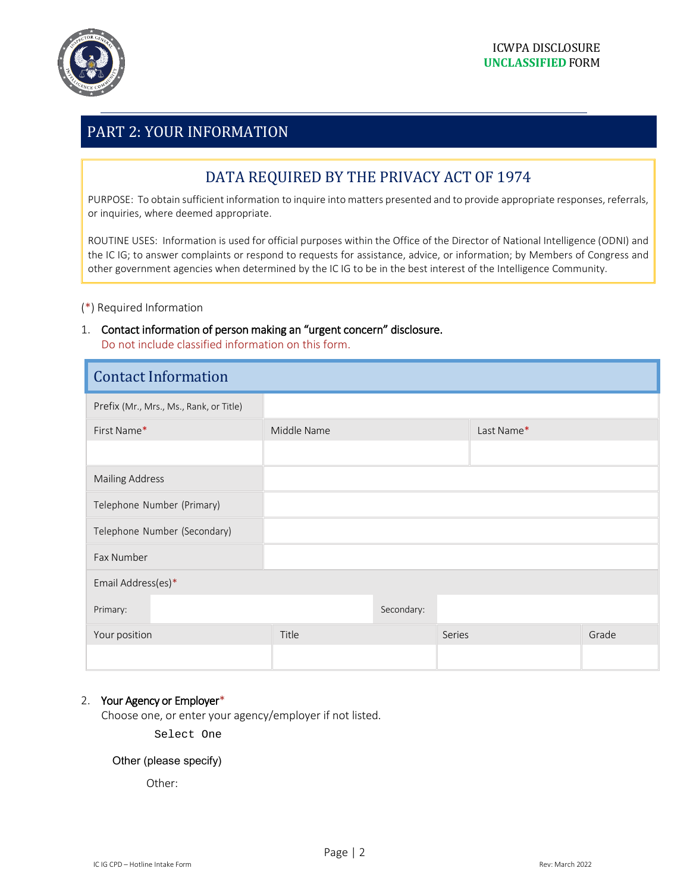ICWPA DISCLOSURE
**UNCLASSIFIED** FORM

## PART 2: YOUR INFORMATION

### DATA REQUIRED BY THE PRIVACY ACT OF 1974

PURPOSE: To obtain sufficient information to inquire into matters presented and to provide appropriate responses, referrals, or inquiries, where deemed appropriate.

ROUTINE USES: Information is used for official purposes within the Office of the Director of National Intelligence (ODNI) and the IC IG; to answer complaints or respond to requests for assistance, advice, or information; by Members of Congress and other government agencies when determined by the IC IG to be in the best interest of the Intelligence Community.

(*) Required Information

1. **Contact information of person making an "urgent concern" disclosure.**
   Do not include classified information on this form.

**Contact Information**

| Prefix (Mr., Mrs., Ms., Rank, or Title) | | | |
|---|---|---|---|
| First Name* | Middle Name | Last Name* | |
| | | | |
| Mailing Address | | | |
| Telephone Number (Primary) | | | |
| Telephone Number (Secondary) | | | |
| Fax Number | | | |
| Email Address(es)* | | | |
| Primary: | | Secondary: | |
| Your position | Title | Series | Grade |
| | | | |

2. **Your Agency or Employer***
   Choose one, or enter your agency/employer if not listed.

   Select One

   Other (please specify)

   Other: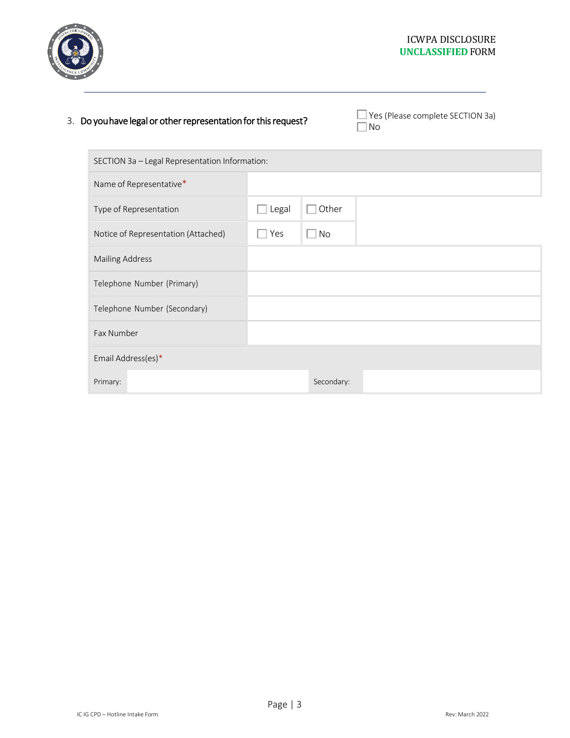3. **Do you have legal or other representation for this request?**

☐ Yes (Please complete SECTION 3a)
☐ No

| SECTION 3a – Legal Representation Information: | | | |
|---|---|---|---|
| Name of Representative* | | | |
| Type of Representation | ☐ Legal | ☐ Other | |
| Notice of Representation (Attached) | ☐ Yes | ☐ No | |
| Mailing Address | | | |
| Telephone Number (Primary) | | | |
| Telephone Number (Secondary) | | | |
| Fax Number | | | |
| Email Address(es)* | | | |
| Primary: | | Secondary: | |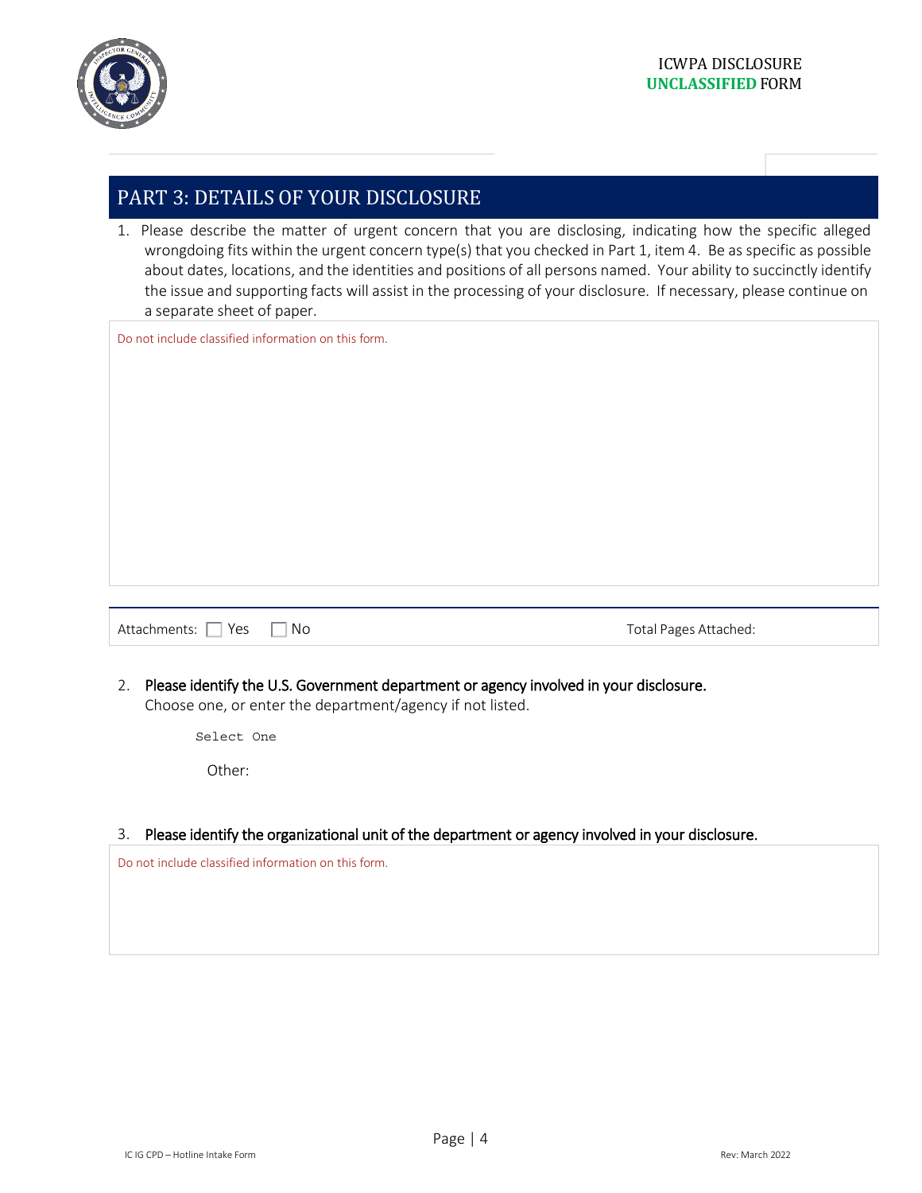## PART 3: DETAILS OF YOUR DISCLOSURE

1. Please describe the matter of urgent concern that you are disclosing, indicating how the specific alleged wrongdoing fits within the urgent concern type(s) that you checked in Part 1, item 4. Be as specific as possible about dates, locations, and the identities and positions of all persons named. Your ability to succinctly identify the issue and supporting facts will assist in the processing of your disclosure. If necessary, please continue on a separate sheet of paper.

Do not include classified information on this form.

Attachments: ☐ Yes ☐ No    Total Pages Attached:

2. **Please identify the U.S. Government department or agency involved in your disclosure.**
   Choose one, or enter the department/agency if not listed.

   Select One

   Other:

3. **Please identify the organizational unit of the department or agency involved in your disclosure.**

Do not include classified information on this form.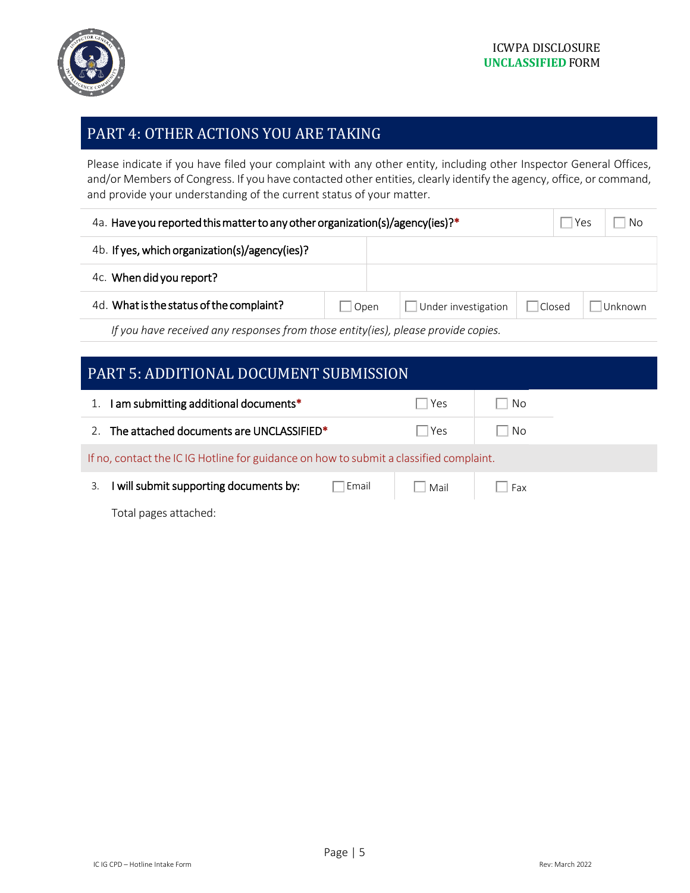ICWPA DISCLOSURE
**UNCLASSIFIED** FORM

## PART 4: OTHER ACTIONS YOU ARE TAKING

Please indicate if you have filed your complaint with any other entity, including other Inspector General Offices, and/or Members of Congress. If you have contacted other entities, clearly identify the agency, office, or command, and provide your understanding of the current status of your matter.

| | | | | |
|---|---|---|---|---|
| 4a. **Have you reported this matter to any other organization(s)/agency(ies)?*** | ☐ Yes | ☐ No | | |
| 4b. **If yes, which organization(s)/agency(ies)?** | | | | |
| 4c. **When did you report?** | | | | |
| 4d. **What is the status of the complaint?** | ☐ Open | ☐ Under investigation | ☐ Closed | ☐ Unknown |

*If you have received any responses from those entity(ies), please provide copies.*

## PART 5: ADDITIONAL DOCUMENT SUBMISSION

| | | |
|---|---|---|
| 1. **I am submitting additional documents*** | ☐ Yes | ☐ No |
| 2. **The attached documents are UNCLASSIFIED*** | ☐ Yes | ☐ No |

If no, contact the IC IG Hotline for guidance on how to submit a classified complaint.

| | | | |
|---|---|---|---|
| 3. **I will submit supporting documents by:** | ☐ Email | ☐ Mail | ☐ Fax |

Total pages attached: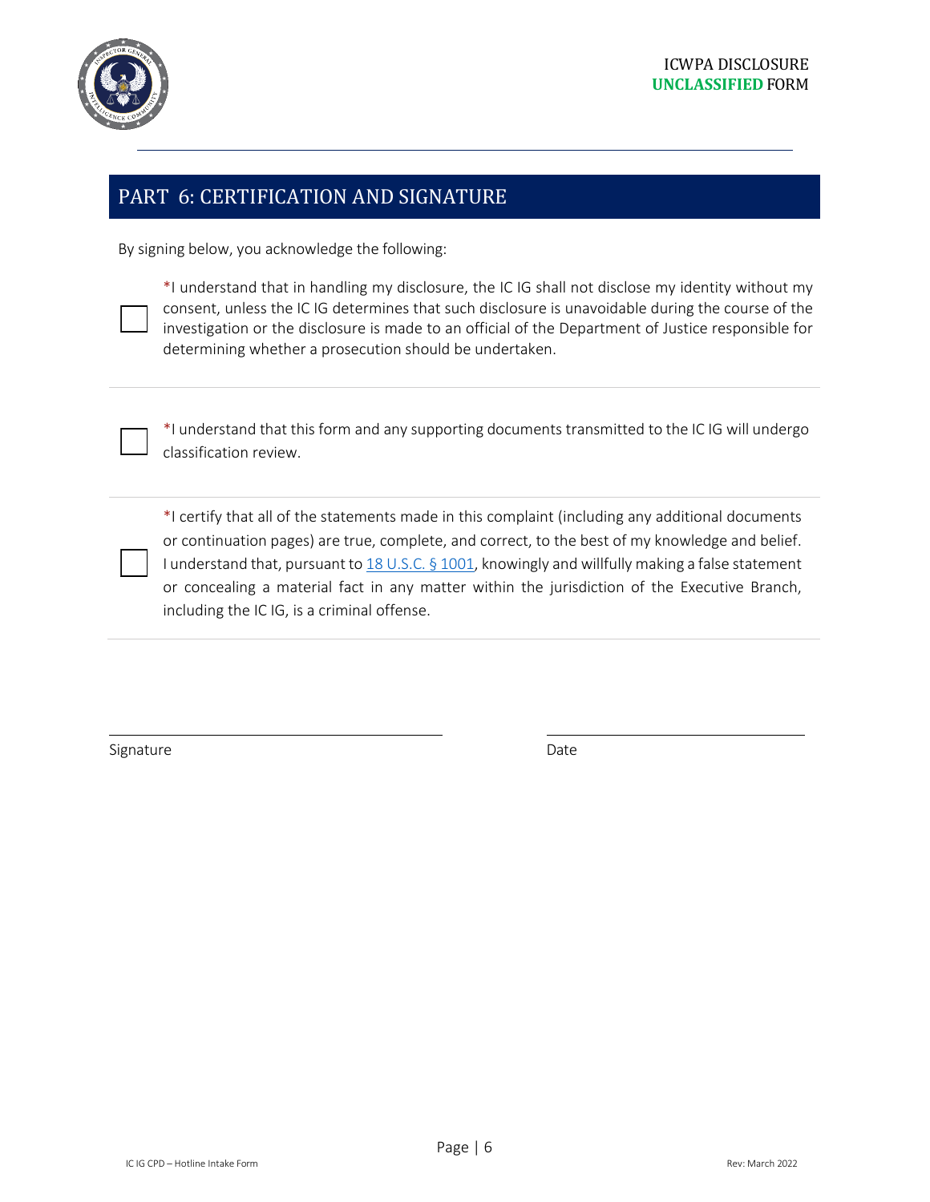## PART 6: CERTIFICATION AND SIGNATURE

By signing below, you acknowledge the following:

- [ ] *I understand that in handling my disclosure, the IC IG shall not disclose my identity without my consent, unless the IC IG determines that such disclosure is unavoidable during the course of the investigation or the disclosure is made to an official of the Department of Justice responsible for determining whether a prosecution should be undertaken.

- [ ] *I understand that this form and any supporting documents transmitted to the IC IG will undergo classification review.

- [ ] *I certify that all of the statements made in this complaint (including any additional documents or continuation pages) are true, complete, and correct, to the best of my knowledge and belief. I understand that, pursuant to [18 U.S.C. § 1001](), knowingly and willfully making a false statement or concealing a material fact in any matter within the jurisdiction of the Executive Branch, including the IC IG, is a criminal offense.

______________________________ Signature

______________________________ Date